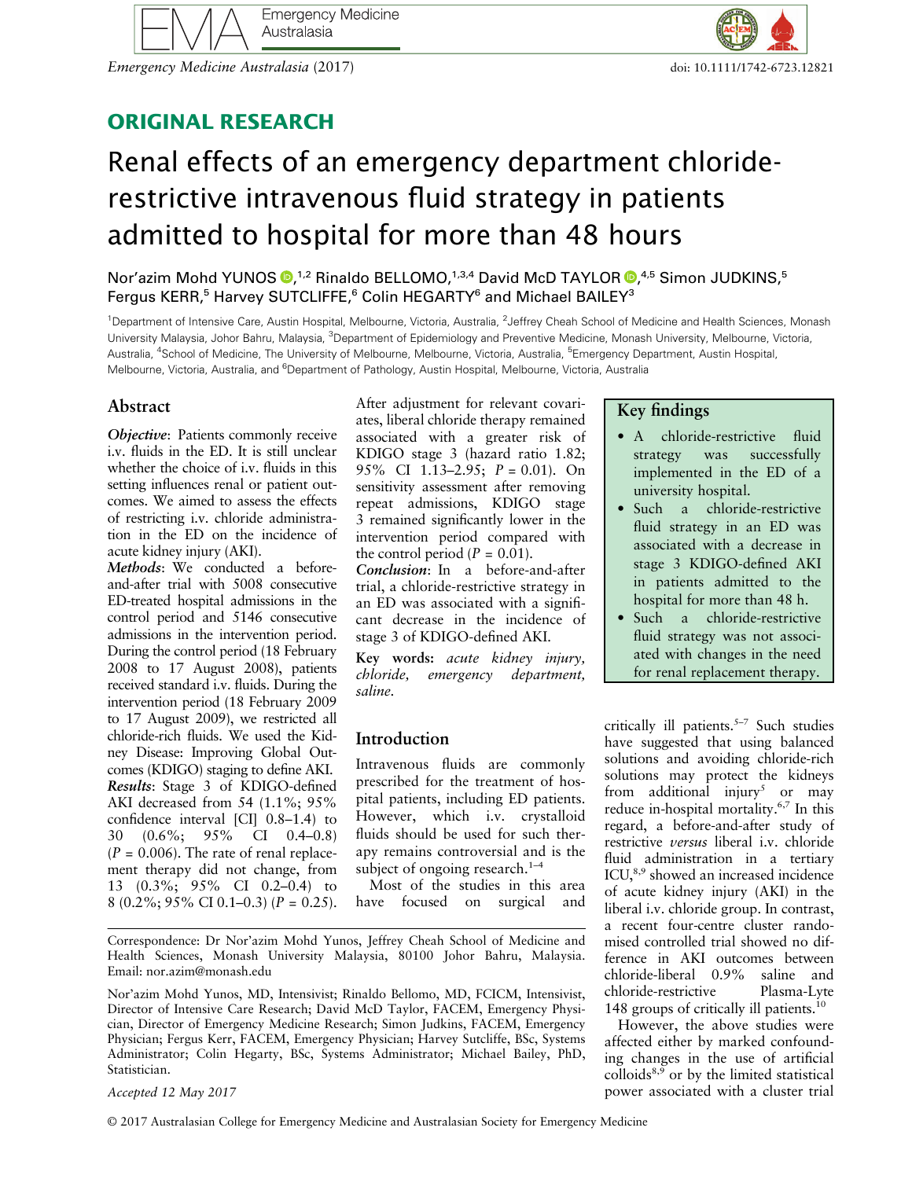## ORIGINAL RESEARCH

# Renal effects of an emergency department chloride-restrictive intravenous fluid strategy in patients admitted to hospital for more than 48 hours

Nor'azim Mohd YUNOS,[1,2] Rinaldo BELLOMO,[1,3,4] David McD TAYLOR,[4,5] Simon JUDKINS,[5] Fergus KERR,[5] Harvey SUTCLIFFE,[6] Colin HEGARTY[6] and Michael BAILEY[3]

[1]Department of Intensive Care, Austin Hospital, Melbourne, Victoria, Australia, [2]Jeffrey Cheah School of Medicine and Health Sciences, Monash University Malaysia, Johor Bahru, Malaysia, [3]Department of Epidemiology and Preventive Medicine, Monash University, Melbourne, Victoria, Australia, [4]School of Medicine, The University of Melbourne, Melbourne, Victoria, Australia, [5]Emergency Department, Austin Hospital, Melbourne, Victoria, Australia, and [6]Department of Pathology, Austin Hospital, Melbourne, Victoria, Australia

## Abstract

***Objective***: Patients commonly receive i.v. fluids in the ED. It is still unclear whether the choice of i.v. fluids in this setting influences renal or patient outcomes. We aimed to assess the effects of restricting i.v. chloride administration in the ED on the incidence of acute kidney injury (AKI).

***Methods***: We conducted a before-and-after trial with 5008 consecutive ED-treated hospital admissions in the control period and 5146 consecutive admissions in the intervention period. During the control period (18 February 2008 to 17 August 2008), patients received standard i.v. fluids. During the intervention period (18 February 2009 to 17 August 2009), we restricted all chloride-rich fluids. We used the Kidney Disease: Improving Global Outcomes (KDIGO) staging to define AKI.

***Results***: Stage 3 of KDIGO-defined AKI decreased from 54 (1.1%; 95% confidence interval [CI] 0.8–1.4) to 30 (0.6%; 95% CI 0.4–0.8) ($P = 0.006$). The rate of renal replacement therapy did not change, from 13 (0.3%; 95% CI 0.2–0.4) to 8 (0.2%; 95% CI 0.1–0.3) ($P = 0.25$). After adjustment for relevant covariates, liberal chloride therapy remained associated with a greater risk of KDIGO stage 3 (hazard ratio 1.82; 95% CI 1.13–2.95; $P = 0.01$). On sensitivity assessment after removing repeat admissions, KDIGO stage 3 remained significantly lower in the intervention period compared with the control period ($P = 0.01$).

***Conclusion***: In a before-and-after trial, a chloride-restrictive strategy in an ED was associated with a significant decrease in the incidence of stage 3 of KDIGO-defined AKI.

**Key words:** *acute kidney injury, chloride, emergency department, saline.*

## Key findings

- A chloride-restrictive fluid strategy was successfully implemented in the ED of a university hospital.
- Such a chloride-restrictive fluid strategy in an ED was associated with a decrease in stage 3 KDIGO-defined AKI in patients admitted to the hospital for more than 48 h.
- Such a chloride-restrictive fluid strategy was not associated with changes in the need for renal replacement therapy.

## Introduction

Intravenous fluids are commonly prescribed for the treatment of hospital patients, including ED patients. However, which i.v. crystalloid fluids should be used for such therapy remains controversial and is the subject of ongoing research.[1–4]

Most of the studies in this area have focused on surgical and critically ill patients.[5–7] Such studies have suggested that using balanced solutions and avoiding chloride-rich solutions may protect the kidneys from additional injury[5] or may reduce in-hospital mortality.[6,7] In this regard, a before-and-after study of restrictive *versus* liberal i.v. chloride fluid administration in a tertiary ICU,[8,9] showed an increased incidence of acute kidney injury (AKI) in the liberal i.v. chloride group. In contrast, a recent four-centre cluster randomised controlled trial showed no difference in AKI outcomes between chloride-liberal 0.9% saline and chloride-restrictive Plasma-Lyte 148 groups of critically ill patients.[10]

However, the above studies were affected either by marked confounding changes in the use of artificial colloids[8,9] or by the limited statistical power associated with a cluster trial

Correspondence: Dr Nor'azim Mohd Yunos, Jeffrey Cheah School of Medicine and Health Sciences, Monash University Malaysia, 80100 Johor Bahru, Malaysia. Email: nor.azim@monash.edu

Nor'azim Mohd Yunos, MD, Intensivist; Rinaldo Bellomo, MD, FCICM, Intensivist, Director of Intensive Care Research; David McD Taylor, FACEM, Emergency Physician, Director of Emergency Medicine Research; Simon Judkins, FACEM, Emergency Physician; Fergus Kerr, FACEM, Emergency Physician; Harvey Sutcliffe, BSc, Systems Administrator; Colin Hegarty, BSc, Systems Administrator; Michael Bailey, PhD, Statistician.

Accepted 12 May 2017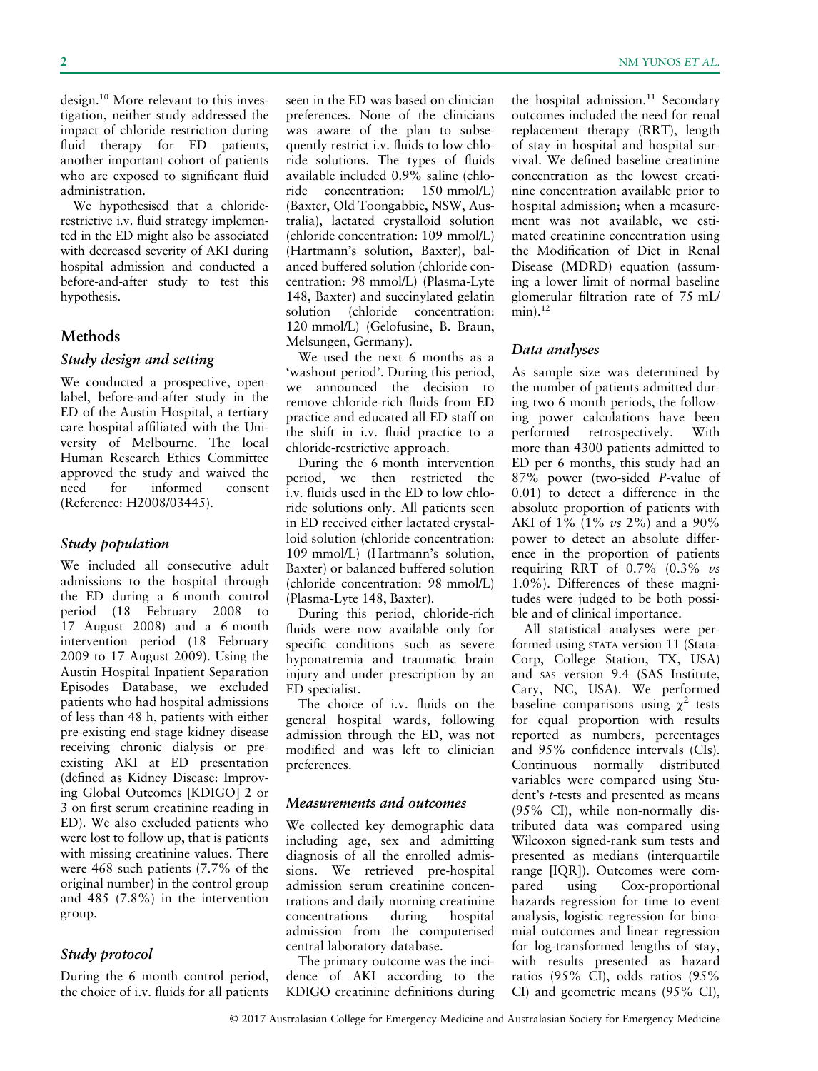design.[10] More relevant to this investigation, neither study addressed the impact of chloride restriction during fluid therapy for ED patients, another important cohort of patients who are exposed to significant fluid administration.

We hypothesised that a chloride-restrictive i.v. fluid strategy implemented in the ED might also be associated with decreased severity of AKI during hospital admission and conducted a before-and-after study to test this hypothesis.

## Methods

### Study design and setting

We conducted a prospective, open-label, before-and-after study in the ED of the Austin Hospital, a tertiary care hospital affiliated with the University of Melbourne. The local Human Research Ethics Committee approved the study and waived the need for informed consent (Reference: H2008/03445).

### Study population

We included all consecutive adult admissions to the hospital through the ED during a 6 month control period (18 February 2008 to 17 August 2008) and a 6 month intervention period (18 February 2009 to 17 August 2009). Using the Austin Hospital Inpatient Separation Episodes Database, we excluded patients who had hospital admissions of less than 48 h, patients with either pre-existing end-stage kidney disease receiving chronic dialysis or pre-existing AKI at ED presentation (defined as Kidney Disease: Improving Global Outcomes [KDIGO] 2 or 3 on first serum creatinine reading in ED). We also excluded patients who were lost to follow up, that is patients with missing creatinine values. There were 468 such patients (7.7% of the original number) in the control group and 485 (7.8%) in the intervention group.

### Study protocol

During the 6 month control period, the choice of i.v. fluids for all patients seen in the ED was based on clinician preferences. None of the clinicians was aware of the plan to subsequently restrict i.v. fluids to low chloride solutions. The types of fluids available included 0.9% saline (chloride concentration: 150 mmol/L) (Baxter, Old Toongabbie, NSW, Australia), lactated crystalloid solution (chloride concentration: 109 mmol/L) (Hartmann's solution, Baxter), balanced buffered solution (chloride concentration: 98 mmol/L) (Plasma-Lyte 148, Baxter) and succinylated gelatin solution (chloride concentration: 120 mmol/L) (Gelofusine, B. Braun, Melsungen, Germany).

We used the next 6 months as a 'washout period'. During this period, we announced the decision to remove chloride-rich fluids from ED practice and educated all ED staff on the shift in i.v. fluid practice to a chloride-restrictive approach.

During the 6 month intervention period, we then restricted the i.v. fluids used in the ED to low chloride solutions only. All patients seen in ED received either lactated crystalloid solution (chloride concentration: 109 mmol/L) (Hartmann's solution, Baxter) or balanced buffered solution (chloride concentration: 98 mmol/L) (Plasma-Lyte 148, Baxter).

During this period, chloride-rich fluids were now available only for specific conditions such as severe hyponatremia and traumatic brain injury and under prescription by an ED specialist.

The choice of i.v. fluids on the general hospital wards, following admission through the ED, was not modified and was left to clinician preferences.

### Measurements and outcomes

We collected key demographic data including age, sex and admitting diagnosis of all the enrolled admissions. We retrieved pre-hospital admission serum creatinine concentrations and daily morning creatinine concentrations during hospital admission from the computerised central laboratory database.

The primary outcome was the incidence of AKI according to the KDIGO creatinine definitions during the hospital admission.[11] Secondary outcomes included the need for renal replacement therapy (RRT), length of stay in hospital and hospital survival. We defined baseline creatinine concentration as the lowest creatinine concentration available prior to hospital admission; when a measurement was not available, we estimated creatinine concentration using the Modification of Diet in Renal Disease (MDRD) equation (assuming a lower limit of normal baseline glomerular filtration rate of 75 mL/min).[12]

### Data analyses

As sample size was determined by the number of patients admitted during two 6 month periods, the following power calculations have been performed retrospectively. With more than 4300 patients admitted to ED per 6 months, this study had an 87% power (two-sided *P*-value of 0.01) to detect a difference in the absolute proportion of patients with AKI of 1% (1% *vs* 2%) and a 90% power to detect an absolute difference in the proportion of patients requiring RRT of 0.7% (0.3% *vs* 1.0%). Differences of these magnitudes were judged to be both possible and of clinical importance.

All statistical analyses were performed using STATA version 11 (StataCorp, College Station, TX, USA) and SAS version 9.4 (SAS Institute, Cary, NC, USA). We performed baseline comparisons using $\chi^2$ tests for equal proportion with results reported as numbers, percentages and 95% confidence intervals (CIs). Continuous normally distributed variables were compared using Student's *t*-tests and presented as means (95% CI), while non-normally distributed data was compared using Wilcoxon signed-rank sum tests and presented as medians (interquartile range [IQR]). Outcomes were compared using Cox-proportional hazards regression for time to event analysis, logistic regression for binomial outcomes and linear regression for log-transformed lengths of stay, with results presented as hazard ratios (95% CI), odds ratios (95% CI) and geometric means (95% CI),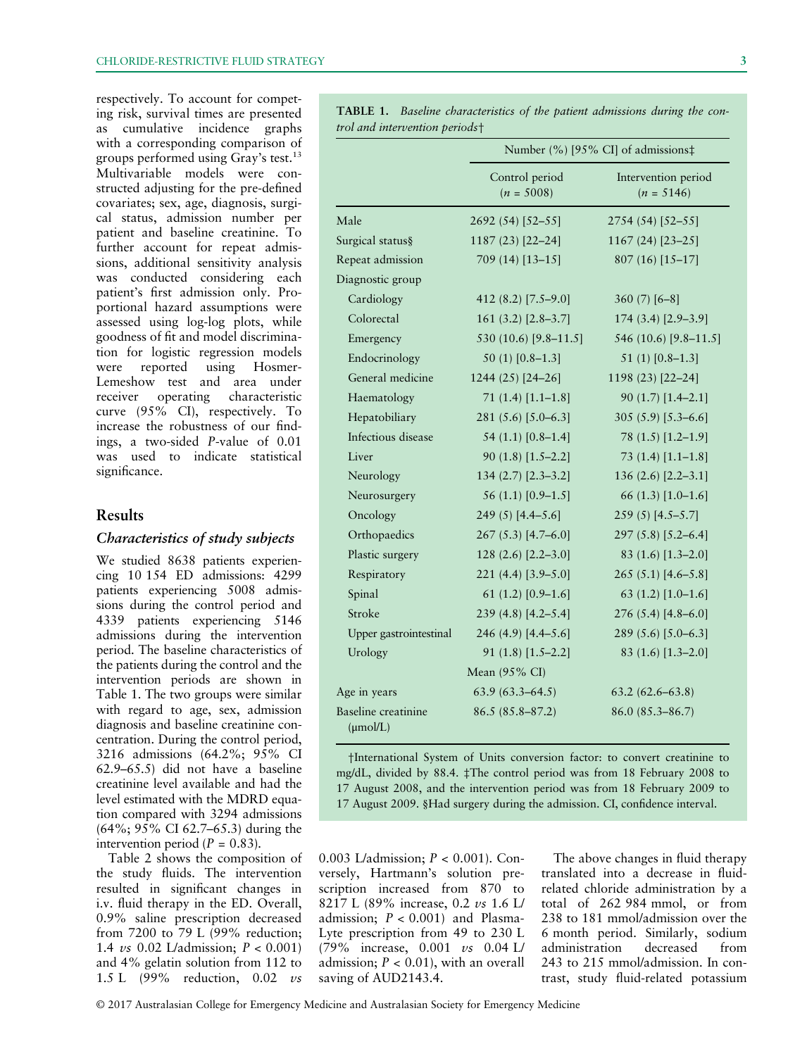respectively. To account for competing risk, survival times are presented as cumulative incidence graphs with a corresponding comparison of groups performed using Gray's test.[13] Multivariable models were constructed adjusting for the pre-defined covariates; sex, age, diagnosis, surgical status, admission number per patient and baseline creatinine. To further account for repeat admissions, additional sensitivity analysis was conducted considering each patient's first admission only. Proportional hazard assumptions were assessed using log-log plots, while goodness of fit and model discrimination for logistic regression models were reported using Hosmer-Lemeshow test and area under receiver operating characteristic curve (95% CI), respectively. To increase the robustness of our findings, a two-sided *P*-value of 0.01 was used to indicate statistical significance.

## Results

### *Characteristics of study subjects*

We studied 8638 patients experiencing 10 154 ED admissions: 4299 patients experiencing 5008 admissions during the control period and 4339 patients experiencing 5146 admissions during the intervention period. The baseline characteristics of the patients during the control and the intervention periods are shown in Table 1. The two groups were similar with regard to age, sex, admission diagnosis and baseline creatinine concentration. During the control period, 3216 admissions (64.2%; 95% CI 62.9–65.5) did not have a baseline creatinine level available and had the level estimated with the MDRD equation compared with 3294 admissions (64%; 95% CI 62.7–65.3) during the intervention period ($P = 0.83$).

**TABLE 1.** *Baseline characteristics of the patient admissions during the control and intervention periods†*

| | Number (%) [95% CI] of admissions‡ | |
|---|---|---|
| | Control period ($n = 5008$) | Intervention period ($n = 5146$) |
| Male | 2692 (54) [52–55] | 2754 (54) [52–55] |
| Surgical status§ | 1187 (23) [22–24] | 1167 (24) [23–25] |
| Repeat admission | 709 (14) [13–15] | 807 (16) [15–17] |
| Diagnostic group | | |
| Cardiology | 412 (8.2) [7.5–9.0] | 360 (7) [6–8] |
| Colorectal | 161 (3.2) [2.8–3.7] | 174 (3.4) [2.9–3.9] |
| Emergency | 530 (10.6) [9.8–11.5] | 546 (10.6) [9.8–11.5] |
| Endocrinology | 50 (1) [0.8–1.3] | 51 (1) [0.8–1.3] |
| General medicine | 1244 (25) [24–26] | 1198 (23) [22–24] |
| Haematology | 71 (1.4) [1.1–1.8] | 90 (1.7) [1.4–2.1] |
| Hepatobiliary | 281 (5.6) [5.0–6.3] | 305 (5.9) [5.3–6.6] |
| Infectious disease | 54 (1.1) [0.8–1.4] | 78 (1.5) [1.2–1.9] |
| Liver | 90 (1.8) [1.5–2.2] | 73 (1.4) [1.1–1.8] |
| Neurology | 134 (2.7) [2.3–3.2] | 136 (2.6) [2.2–3.1] |
| Neurosurgery | 56 (1.1) [0.9–1.5] | 66 (1.3) [1.0–1.6] |
| Oncology | 249 (5) [4.4–5.6] | 259 (5) [4.5–5.7] |
| Orthopaedics | 267 (5.3) [4.7–6.0] | 297 (5.8) [5.2–6.4] |
| Plastic surgery | 128 (2.6) [2.2–3.0] | 83 (1.6) [1.3–2.0] |
| Respiratory | 221 (4.4) [3.9–5.0] | 265 (5.1) [4.6–5.8] |
| Spinal | 61 (1.2) [0.9–1.6] | 63 (1.2) [1.0–1.6] |
| Stroke | 239 (4.8) [4.2–5.4] | 276 (5.4) [4.8–6.0] |
| Upper gastrointestinal | 246 (4.9) [4.4–5.6] | 289 (5.6) [5.0–6.3] |
| Urology | 91 (1.8) [1.5–2.2] | 83 (1.6) [1.3–2.0] |
| | Mean (95% CI) | |
| Age in years | 63.9 (63.3–64.5) | 63.2 (62.6–63.8) |
| Baseline creatinine (μmol/L) | 86.5 (85.8–87.2) | 86.0 (85.3–86.7) |

†International System of Units conversion factor: to convert creatinine to mg/dL, divided by 88.4. ‡The control period was from 18 February 2008 to 17 August 2008, and the intervention period was from 18 February 2009 to 17 August 2009. §Had surgery during the admission. CI, confidence interval.

Table 2 shows the composition of the study fluids. The intervention resulted in significant changes in i.v. fluid therapy in the ED. Overall, 0.9% saline prescription decreased from 7200 to 79 L (99% reduction; 1.4 *vs* 0.02 L/admission; $P < 0.001$) and 4% gelatin solution from 112 to 1.5 L (99% reduction, 0.02 *vs* 0.003 L/admission; $P < 0.001$). Conversely, Hartmann's solution prescription increased from 870 to 8217 L (89% increase, 0.2 *vs* 1.6 L/admission; $P < 0.001$) and Plasma-Lyte prescription from 49 to 230 L (79% increase, 0.001 *vs* 0.04 L/admission; $P < 0.01$), with an overall saving of AUD2143.4.

The above changes in fluid therapy translated into a decrease in fluid-related chloride administration by a total of 262 984 mmol, or from 238 to 181 mmol/admission over the 6 month period. Similarly, sodium administration decreased from 243 to 215 mmol/admission. In contrast, study fluid-related potassium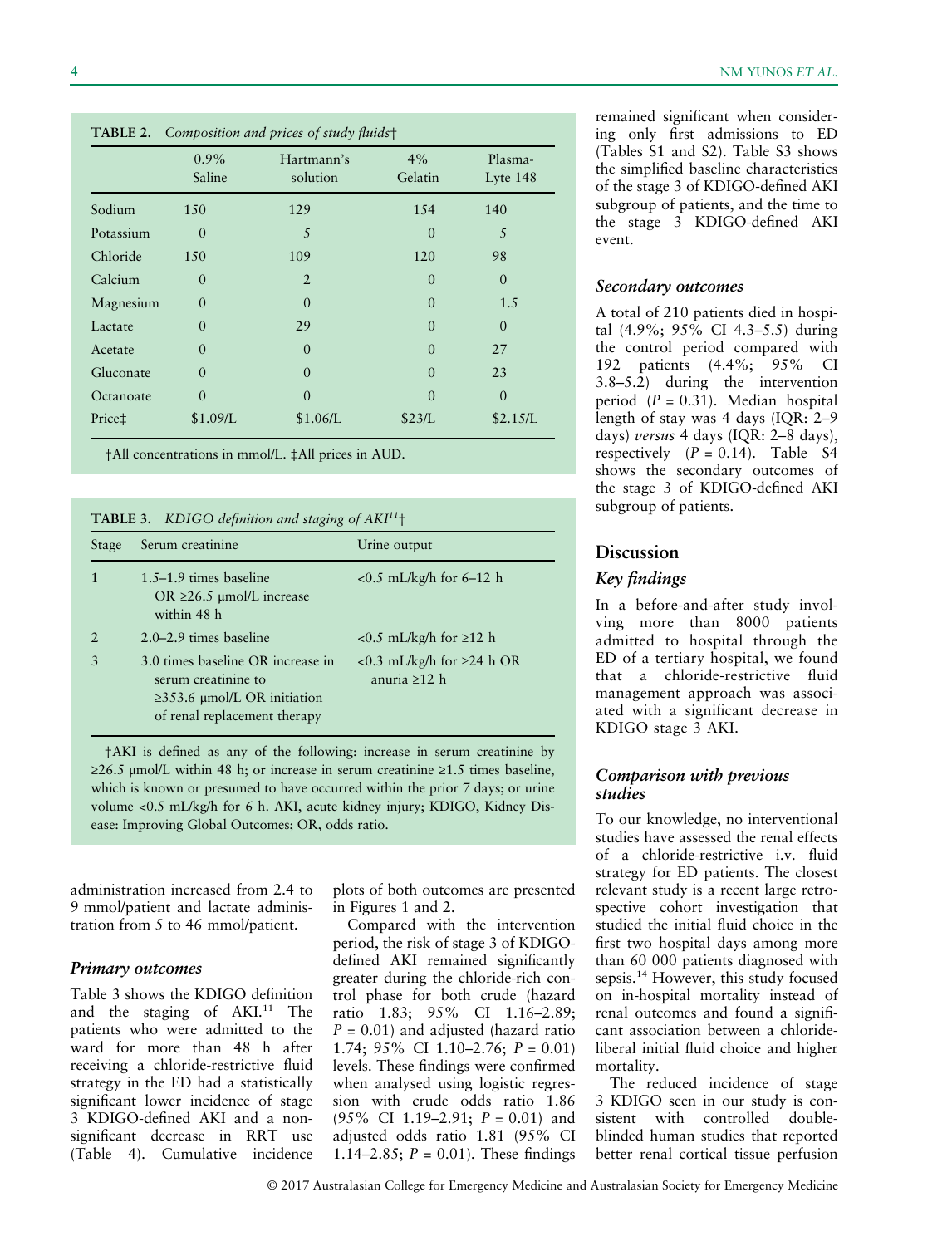**TABLE 2.** *Composition and prices of study fluids*†

| | 0.9% Saline | Hartmann's solution | 4% Gelatin | Plasma-Lyte 148 |
|---|---|---|---|---|
| Sodium | 150 | 129 | 154 | 140 |
| Potassium | 0 | 5 | 0 | 5 |
| Chloride | 150 | 109 | 120 | 98 |
| Calcium | 0 | 2 | 0 | 0 |
| Magnesium | 0 | 0 | 0 | 1.5 |
| Lactate | 0 | 29 | 0 | 0 |
| Acetate | 0 | 0 | 0 | 27 |
| Gluconate | 0 | 0 | 0 | 23 |
| Octanoate | 0 | 0 | 0 | 0 |
| Price‡ | $1.09/L | $1.06/L | $23/L | $2.15/L |

†All concentrations in mmol/L. ‡All prices in AUD.

**TABLE 3.** *KDIGO definition and staging of AKI*[11]†

| Stage | Serum creatinine | Urine output |
|---|---|---|
| 1 | 1.5–1.9 times baseline OR ≥26.5 μmol/L increase within 48 h | <0.5 mL/kg/h for 6–12 h |
| 2 | 2.0–2.9 times baseline | <0.5 mL/kg/h for ≥12 h |
| 3 | 3.0 times baseline OR increase in serum creatinine to ≥353.6 μmol/L OR initiation of renal replacement therapy | <0.3 mL/kg/h for ≥24 h OR anuria ≥12 h |

†AKI is defined as any of the following: increase in serum creatinine by ≥26.5 μmol/L within 48 h; or increase in serum creatinine ≥1.5 times baseline, which is known or presumed to have occurred within the prior 7 days; or urine volume <0.5 mL/kg/h for 6 h. AKI, acute kidney injury; KDIGO, Kidney Disease: Improving Global Outcomes; OR, odds ratio.

administration increased from 2.4 to 9 mmol/patient and lactate administration from 5 to 46 mmol/patient.

### *Primary outcomes*

Table 3 shows the KDIGO definition and the staging of AKI.[11] The patients who were admitted to the ward for more than 48 h after receiving a chloride-restrictive fluid strategy in the ED had a statistically significant lower incidence of stage 3 KDIGO-defined AKI and a non-significant decrease in RRT use (Table 4). Cumulative incidence plots of both outcomes are presented in Figures 1 and 2.

Compared with the intervention period, the risk of stage 3 of KDIGO-defined AKI remained significantly greater during the chloride-rich control phase for both crude (hazard ratio 1.83; 95% CI 1.16–2.89; $P = 0.01$) and adjusted (hazard ratio 1.74; 95% CI 1.10–2.76; $P = 0.01$) levels. These findings were confirmed when analysed using logistic regression with crude odds ratio 1.86 (95% CI 1.19–2.91; $P = 0.01$) and adjusted odds ratio 1.81 (95% CI 1.14–2.85; $P = 0.01$). These findings remained significant when considering only first admissions to ED (Tables S1 and S2). Table S3 shows the simplified baseline characteristics of the stage 3 of KDIGO-defined AKI subgroup of patients, and the time to the stage 3 KDIGO-defined AKI event.

### *Secondary outcomes*

A total of 210 patients died in hospital (4.9%; 95% CI 4.3–5.5) during the control period compared with 192 patients (4.4%; 95% CI 3.8–5.2) during the intervention period ($P = 0.31$). Median hospital length of stay was 4 days (IQR: 2–9 days) *versus* 4 days (IQR: 2–8 days), respectively ($P = 0.14$). Table S4 shows the secondary outcomes of the stage 3 of KDIGO-defined AKI subgroup of patients.

## Discussion

### *Key findings*

In a before-and-after study involving more than 8000 patients admitted to hospital through the ED of a tertiary hospital, we found that a chloride-restrictive fluid management approach was associated with a significant decrease in KDIGO stage 3 AKI.

### *Comparison with previous studies*

To our knowledge, no interventional studies have assessed the renal effects of a chloride-restrictive i.v. fluid strategy for ED patients. The closest relevant study is a recent large retrospective cohort investigation that studied the initial fluid choice in the first two hospital days among more than 60 000 patients diagnosed with sepsis.[14] However, this study focused on in-hospital mortality instead of renal outcomes and found a significant association between a chloride-liberal initial fluid choice and higher mortality.

The reduced incidence of stage 3 KDIGO seen in our study is consistent with controlled double-blinded human studies that reported better renal cortical tissue perfusion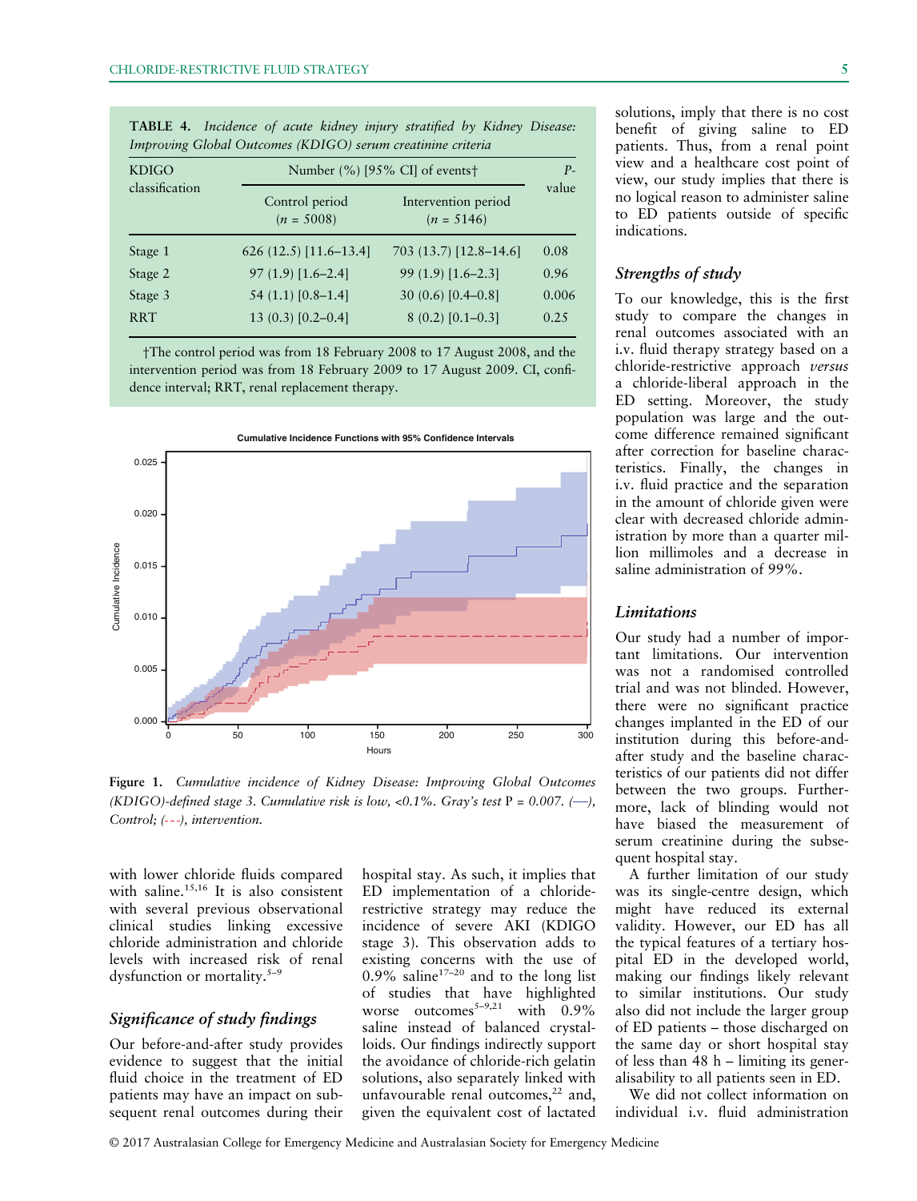**TABLE 4.** *Incidence of acute kidney injury stratified by Kidney Disease: Improving Global Outcomes (KDIGO) serum creatinine criteria*

| KDIGO classification | Number (%) [95% CI] of events† | | P-value |
|---|---|---|---|
| | Control period (n = 5008) | Intervention period (n = 5146) | |
| Stage 1 | 626 (12.5) [11.6–13.4] | 703 (13.7) [12.8–14.6] | 0.08 |
| Stage 2 | 97 (1.9) [1.6–2.4] | 99 (1.9) [1.6–2.3] | 0.96 |
| Stage 3 | 54 (1.1) [0.8–1.4] | 30 (0.6) [0.4–0.8] | 0.006 |
| RRT | 13 (0.3) [0.2–0.4] | 8 (0.2) [0.1–0.3] | 0.25 |

†The control period was from 18 February 2008 to 17 August 2008, and the intervention period was from 18 February 2009 to 17 August 2009. CI, confidence interval; RRT, renal replacement therapy.

**Figure 1.** *Cumulative incidence of Kidney Disease: Improving Global Outcomes (KDIGO)-defined stage 3. Cumulative risk is low, <0.1%. Gray's test P = 0.007. (—), Control; (---), intervention.*

with lower chloride fluids compared with saline.[15,16] It is also consistent with several previous observational clinical studies linking excessive chloride administration and chloride levels with increased risk of renal dysfunction or mortality.[5–9]

### Significance of study findings

Our before-and-after study provides evidence to suggest that the initial fluid choice in the treatment of ED patients may have an impact on subsequent renal outcomes during their hospital stay. As such, it implies that ED implementation of a chloride-restrictive strategy may reduce the incidence of severe AKI (KDIGO stage 3). This observation adds to existing concerns with the use of 0.9% saline[17–20] and to the long list of studies that have highlighted worse outcomes[5–9,21] with 0.9% saline instead of balanced crystalloids. Our findings indirectly support the avoidance of chloride-rich gelatin solutions, also separately linked with unfavourable renal outcomes,[22] and, given the equivalent cost of lactated solutions, imply that there is no cost benefit of giving saline to ED patients. Thus, from a renal point of view and a healthcare cost point of view, our study implies that there is no logical reason to administer saline to ED patients outside of specific indications.

### Strengths of study

To our knowledge, this is the first study to compare the changes in renal outcomes associated with an i.v. fluid therapy strategy based on a chloride-restrictive approach *versus* a chloride-liberal approach in the ED setting. Moreover, the study population was large and the outcome difference remained significant after correction for baseline characteristics. Finally, the changes in i.v. fluid practice and the separation in the amount of chloride given were clear with decreased chloride administration by more than a quarter million millimoles and a decrease in saline administration of 99%.

### Limitations

Our study had a number of important limitations. Our intervention was not a randomised controlled trial and was not blinded. However, there were no significant practice changes implanted in the ED of our institution during this before-and-after study and the baseline characteristics of our patients did not differ between the two groups. Furthermore, lack of blinding would not have biased the measurement of serum creatinine during the subsequent hospital stay.

A further limitation of our study was its single-centre design, which might have reduced its external validity. However, our ED has all the typical features of a tertiary hospital ED in the developed world, making our findings likely relevant to similar institutions. Our study also did not include the larger group of ED patients – those discharged on the same day or short hospital stay of less than 48 h – limiting its generalisability to all patients seen in ED.

We did not collect information on individual i.v. fluid administration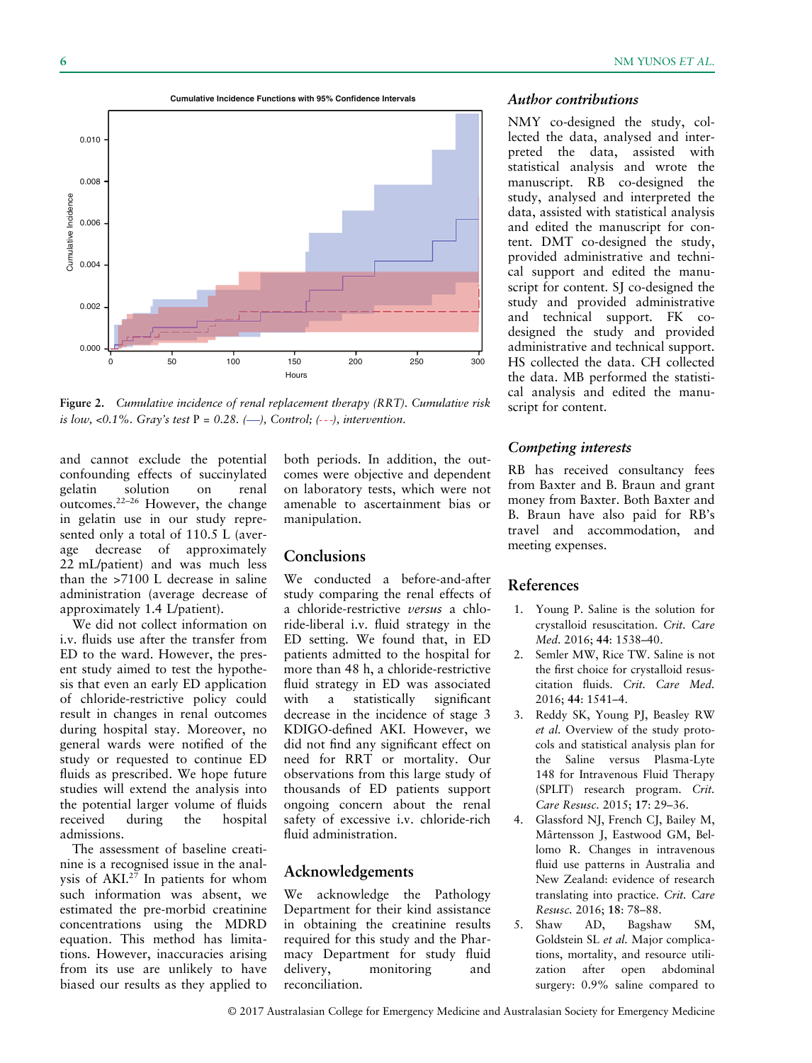Figure 2. *Cumulative incidence of renal replacement therapy (RRT). Cumulative risk is low, <0.1%. Gray's test* P *= 0.28. (—), Control; (- - -), intervention.*

and cannot exclude the potential confounding effects of succinylated gelatin solution on renal outcomes.[22–26] However, the change in gelatin use in our study represented only a total of 110.5 L (average decrease of approximately 22 mL/patient) and was much less than the >7100 L decrease in saline administration (average decrease of approximately 1.4 L/patient).

We did not collect information on i.v. fluids use after the transfer from ED to the ward. However, the present study aimed to test the hypothesis that even an early ED application of chloride-restrictive policy could result in changes in renal outcomes during hospital stay. Moreover, no general wards were notified of the study or requested to continue ED fluids as prescribed. We hope future studies will extend the analysis into the potential larger volume of fluids received during the hospital admissions.

The assessment of baseline creatinine is a recognised issue in the analysis of AKI.[27] In patients for whom such information was absent, we estimated the pre-morbid creatinine concentrations using the MDRD equation. This method has limitations. However, inaccuracies arising from its use are unlikely to have biased our results as they applied to both periods. In addition, the outcomes were objective and dependent on laboratory tests, which were not amenable to ascertainment bias or manipulation.

## Conclusions

We conducted a before-and-after study comparing the renal effects of a chloride-restrictive *versus* a chloride-liberal i.v. fluid strategy in the ED setting. We found that, in ED patients admitted to the hospital for more than 48 h, a chloride-restrictive fluid strategy in ED was associated with a statistically significant decrease in the incidence of stage 3 KDIGO-defined AKI. However, we did not find any significant effect on need for RRT or mortality. Our observations from this large study of thousands of ED patients support ongoing concern about the renal safety of excessive i.v. chloride-rich fluid administration.

## Acknowledgements

We acknowledge the Pathology Department for their kind assistance in obtaining the creatinine results required for this study and the Pharmacy Department for study fluid delivery, monitoring and reconciliation.

## Author contributions

NMY co-designed the study, collected the data, analysed and interpreted the data, assisted with statistical analysis and wrote the manuscript. RB co-designed the study, analysed and interpreted the data, assisted with statistical analysis and edited the manuscript for content. DMT co-designed the study, provided administrative and technical support and edited the manuscript for content. SJ co-designed the study and provided administrative and technical support. FK co-designed the study and provided administrative and technical support. HS collected the data. CH collected the data. MB performed the statistical analysis and edited the manuscript for content.

## Competing interests

RB has received consultancy fees from Baxter and B. Braun and grant money from Baxter. Both Baxter and B. Braun have also paid for RB's travel and accommodation, and meeting expenses.

## References

1. Young P. Saline is the solution for crystalloid resuscitation. *Crit. Care Med.* 2016; **44**: 1538–40.
2. Semler MW, Rice TW. Saline is not the first choice for crystalloid resuscitation fluids. *Crit. Care Med.* 2016; **44**: 1541–4.
3. Reddy SK, Young PJ, Beasley RW *et al.* Overview of the study protocols and statistical analysis plan for the Saline versus Plasma-Lyte 148 for Intravenous Fluid Therapy (SPLIT) research program. *Crit. Care Resusc.* 2015; **17**: 29–36.
4. Glassford NJ, French CJ, Bailey M, Mårtensson J, Eastwood GM, Bellomo R. Changes in intravenous fluid use patterns in Australia and New Zealand: evidence of research translating into practice. *Crit. Care Resusc.* 2016; **18**: 78–88.
5. Shaw AD, Bagshaw SM, Goldstein SL *et al.* Major complications, mortality, and resource utilization after open abdominal surgery: 0.9% saline compared to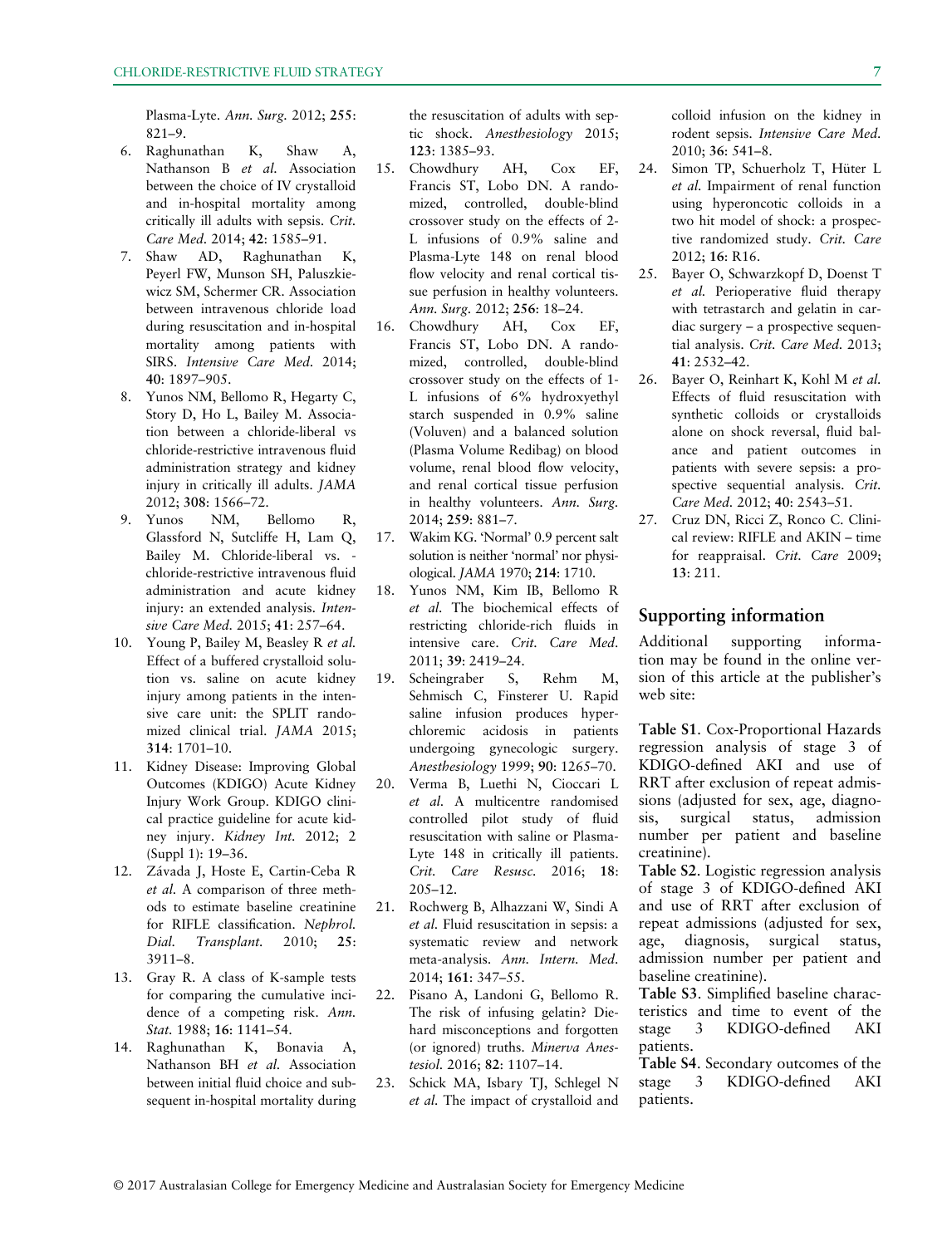Plasma-Lyte. *Ann. Surg.* 2012; **255**: 821–9.

6. Raghunathan K, Shaw A, Nathanson B *et al.* Association between the choice of IV crystalloid and in-hospital mortality among critically ill adults with sepsis. *Crit. Care Med.* 2014; **42**: 1585–91.
7. Shaw AD, Raghunathan K, Peyerl FW, Munson SH, Paluszkiewicz SM, Schermer CR. Association between intravenous chloride load during resuscitation and in-hospital mortality among patients with SIRS. *Intensive Care Med.* 2014; **40**: 1897–905.
8. Yunos NM, Bellomo R, Hegarty C, Story D, Ho L, Bailey M. Association between a chloride-liberal vs chloride-restrictive intravenous fluid administration strategy and kidney injury in critically ill adults. *JAMA* 2012; **308**: 1566–72.
9. Yunos NM, Bellomo R, Glassford N, Sutcliffe H, Lam Q, Bailey M. Chloride-liberal vs. -chloride-restrictive intravenous fluid administration and acute kidney injury: an extended analysis. *Intensive Care Med.* 2015; **41**: 257–64.
10. Young P, Bailey M, Beasley R *et al.* Effect of a buffered crystalloid solution vs. saline on acute kidney injury among patients in the intensive care unit: the SPLIT randomized clinical trial. *JAMA* 2015; **314**: 1701–10.
11. Kidney Disease: Improving Global Outcomes (KDIGO) Acute Kidney Injury Work Group. KDIGO clinical practice guideline for acute kidney injury. *Kidney Int.* 2012; 2 (Suppl 1): 19–36.
12. Závada J, Hoste E, Cartin-Ceba R *et al.* A comparison of three methods to estimate baseline creatinine for RIFLE classification. *Nephrol. Dial. Transplant.* 2010; **25**: 3911–8.
13. Gray R. A class of K-sample tests for comparing the cumulative incidence of a competing risk. *Ann. Stat.* 1988; **16**: 1141–54.
14. Raghunathan K, Bonavia A, Nathanson BH *et al.* Association between initial fluid choice and subsequent in-hospital mortality during the resuscitation of adults with septic shock. *Anesthesiology* 2015; **123**: 1385–93.
15. Chowdhury AH, Cox EF, Francis ST, Lobo DN. A randomized, controlled, double-blind crossover study on the effects of 2-L infusions of 0.9% saline and Plasma-Lyte 148 on renal blood flow velocity and renal cortical tissue perfusion in healthy volunteers. *Ann. Surg.* 2012; **256**: 18–24.
16. Chowdhury AH, Cox EF, Francis ST, Lobo DN. A randomized, controlled, double-blind crossover study on the effects of 1-L infusions of 6% hydroxyethyl starch suspended in 0.9% saline (Voluven) and a balanced solution (Plasma Volume Redibag) on blood volume, renal blood flow velocity, and renal cortical tissue perfusion in healthy volunteers. *Ann. Surg.* 2014; **259**: 881–7.
17. Wakim KG. 'Normal' 0.9 percent salt solution is neither 'normal' nor physiological. *JAMA* 1970; **214**: 1710.
18. Yunos NM, Kim IB, Bellomo R *et al.* The biochemical effects of restricting chloride-rich fluids in intensive care. *Crit. Care Med.* 2011; **39**: 2419–24.
19. Scheingraber S, Rehm M, Sehmisch C, Finsterer U. Rapid saline infusion produces hyperchloremic acidosis in patients undergoing gynecologic surgery. *Anesthesiology* 1999; **90**: 1265–70.
20. Verma B, Luethi N, Cioccari L *et al.* A multicentre randomised controlled pilot study of fluid resuscitation with saline or Plasma-Lyte 148 in critically ill patients. *Crit. Care Resusc.* 2016; **18**: 205–12.
21. Rochwerg B, Alhazzani W, Sindi A *et al.* Fluid resuscitation in sepsis: a systematic review and network meta-analysis. *Ann. Intern. Med.* 2014; **161**: 347–55.
22. Pisano A, Landoni G, Bellomo R. The risk of infusing gelatin? Die-hard misconceptions and forgotten (or ignored) truths. *Minerva Anestesiol.* 2016; **82**: 1107–14.
23. Schick MA, Isbary TJ, Schlegel N *et al.* The impact of crystalloid and colloid infusion on the kidney in rodent sepsis. *Intensive Care Med.* 2010; **36**: 541–8.
24. Simon TP, Schuerholz T, Hüter L *et al.* Impairment of renal function using hyperoncotic colloids in a two hit model of shock: a prospective randomized study. *Crit. Care* 2012; **16**: R16.
25. Bayer O, Schwarzkopf D, Doenst T *et al.* Perioperative fluid therapy with tetrastarch and gelatin in cardiac surgery – a prospective sequential analysis. *Crit. Care Med.* 2013; **41**: 2532–42.
26. Bayer O, Reinhart K, Kohl M *et al.* Effects of fluid resuscitation with synthetic colloids or crystalloids alone on shock reversal, fluid balance and patient outcomes in patients with severe sepsis: a prospective sequential analysis. *Crit. Care Med.* 2012; **40**: 2543–51.
27. Cruz DN, Ricci Z, Ronco C. Clinical review: RIFLE and AKIN – time for reappraisal. *Crit. Care* 2009; **13**: 211.

## Supporting information

Additional supporting information may be found in the online version of this article at the publisher's web site:

**Table S1.** Cox-Proportional Hazards regression analysis of stage 3 of KDIGO-defined AKI and use of RRT after exclusion of repeat admissions (adjusted for sex, age, diagnosis, surgical status, admission number per patient and baseline creatinine).

**Table S2.** Logistic regression analysis of stage 3 of KDIGO-defined AKI and use of RRT after exclusion of repeat admissions (adjusted for sex, age, diagnosis, surgical status, admission number per patient and baseline creatinine).

**Table S3.** Simplified baseline characteristics and time to event of the stage 3 KDIGO-defined AKI patients.

**Table S4.** Secondary outcomes of the stage 3 KDIGO-defined AKI patients.